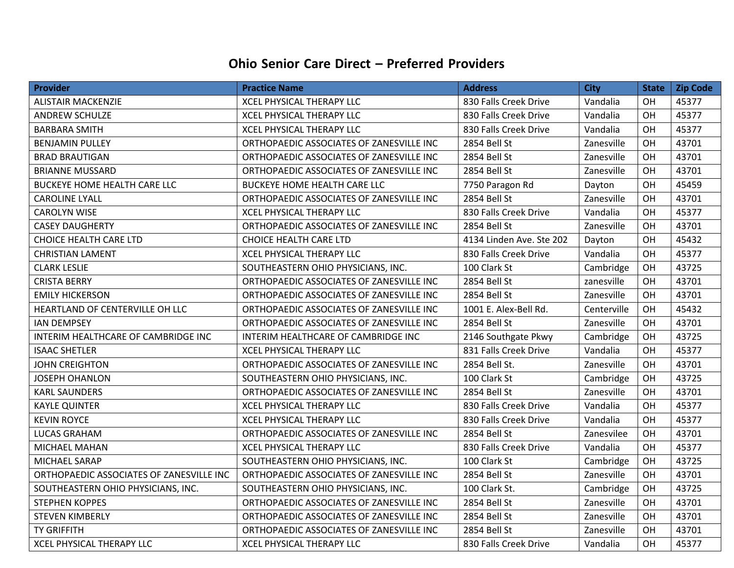# Ohio Senior Care Direct – Preferred Providers

| Provider | Practice Name | Address | City | State | Zip Code |
|---|---|---|---|---|---|
| ALISTAIR MACKENZIE | XCEL PHYSICAL THERAPY LLC | 830 Falls Creek Drive | Vandalia | OH | 45377 |
| ANDREW SCHULZE | XCEL PHYSICAL THERAPY LLC | 830 Falls Creek Drive | Vandalia | OH | 45377 |
| BARBARA SMITH | XCEL PHYSICAL THERAPY LLC | 830 Falls Creek Drive | Vandalia | OH | 45377 |
| BENJAMIN PULLEY | ORTHOPAEDIC ASSOCIATES OF ZANESVILLE INC | 2854 Bell St | Zanesville | OH | 43701 |
| BRAD BRAUTIGAN | ORTHOPAEDIC ASSOCIATES OF ZANESVILLE INC | 2854 Bell St | Zanesville | OH | 43701 |
| BRIANNE MUSSARD | ORTHOPAEDIC ASSOCIATES OF ZANESVILLE INC | 2854 Bell St | Zanesville | OH | 43701 |
| BUCKEYE HOME HEALTH CARE LLC | BUCKEYE HOME HEALTH CARE LLC | 7750 Paragon Rd | Dayton | OH | 45459 |
| CAROLINE LYALL | ORTHOPAEDIC ASSOCIATES OF ZANESVILLE INC | 2854 Bell St | Zanesville | OH | 43701 |
| CAROLYN WISE | XCEL PHYSICAL THERAPY LLC | 830 Falls Creek Drive | Vandalia | OH | 45377 |
| CASEY DAUGHERTY | ORTHOPAEDIC ASSOCIATES OF ZANESVILLE INC | 2854 Bell St | Zanesville | OH | 43701 |
| CHOICE HEALTH CARE LTD | CHOICE HEALTH CARE LTD | 4134 Linden Ave. Ste 202 | Dayton | OH | 45432 |
| CHRISTIAN LAMENT | XCEL PHYSICAL THERAPY LLC | 830 Falls Creek Drive | Vandalia | OH | 45377 |
| CLARK LESLIE | SOUTHEASTERN OHIO PHYSICIANS, INC. | 100 Clark St | Cambridge | OH | 43725 |
| CRISTA BERRY | ORTHOPAEDIC ASSOCIATES OF ZANESVILLE INC | 2854 Bell St | zanesville | OH | 43701 |
| EMILY HICKERSON | ORTHOPAEDIC ASSOCIATES OF ZANESVILLE INC | 2854 Bell St | Zanesville | OH | 43701 |
| HEARTLAND OF CENTERVILLE OH LLC | ORTHOPAEDIC ASSOCIATES OF ZANESVILLE INC | 1001 E. Alex-Bell Rd. | Centerville | OH | 45432 |
| IAN DEMPSEY | ORTHOPAEDIC ASSOCIATES OF ZANESVILLE INC | 2854 Bell St | Zanesville | OH | 43701 |
| INTERIM HEALTHCARE OF CAMBRIDGE INC | INTERIM HEALTHCARE OF CAMBRIDGE INC | 2146 Southgate Pkwy | Cambridge | OH | 43725 |
| ISAAC SHETLER | XCEL PHYSICAL THERAPY LLC | 831 Falls Creek Drive | Vandalia | OH | 45377 |
| JOHN CREIGHTON | ORTHOPAEDIC ASSOCIATES OF ZANESVILLE INC | 2854 Bell St. | Zanesville | OH | 43701 |
| JOSEPH OHANLON | SOUTHEASTERN OHIO PHYSICIANS, INC. | 100 Clark St | Cambridge | OH | 43725 |
| KARL SAUNDERS | ORTHOPAEDIC ASSOCIATES OF ZANESVILLE INC | 2854 Bell St | Zanesville | OH | 43701 |
| KAYLE QUINTER | XCEL PHYSICAL THERAPY LLC | 830 Falls Creek Drive | Vandalia | OH | 45377 |
| KEVIN ROYCE | XCEL PHYSICAL THERAPY LLC | 830 Falls Creek Drive | Vandalia | OH | 45377 |
| LUCAS GRAHAM | ORTHOPAEDIC ASSOCIATES OF ZANESVILLE INC | 2854 Bell St | Zanesvilee | OH | 43701 |
| MICHAEL MAHAN | XCEL PHYSICAL THERAPY LLC | 830 Falls Creek Drive | Vandalia | OH | 45377 |
| MICHAEL SARAP | SOUTHEASTERN OHIO PHYSICIANS, INC. | 100 Clark St | Cambridge | OH | 43725 |
| ORTHOPAEDIC ASSOCIATES OF ZANESVILLE INC | ORTHOPAEDIC ASSOCIATES OF ZANESVILLE INC | 2854 Bell St | Zanesville | OH | 43701 |
| SOUTHEASTERN OHIO PHYSICIANS, INC. | SOUTHEASTERN OHIO PHYSICIANS, INC. | 100 Clark St. | Cambridge | OH | 43725 |
| STEPHEN KOPPES | ORTHOPAEDIC ASSOCIATES OF ZANESVILLE INC | 2854 Bell St | Zanesville | OH | 43701 |
| STEVEN KIMBERLY | ORTHOPAEDIC ASSOCIATES OF ZANESVILLE INC | 2854 Bell St | Zanesville | OH | 43701 |
| TY GRIFFITH | ORTHOPAEDIC ASSOCIATES OF ZANESVILLE INC | 2854 Bell St | Zanesville | OH | 43701 |
| XCEL PHYSICAL THERAPY LLC | XCEL PHYSICAL THERAPY LLC | 830 Falls Creek Drive | Vandalia | OH | 45377 |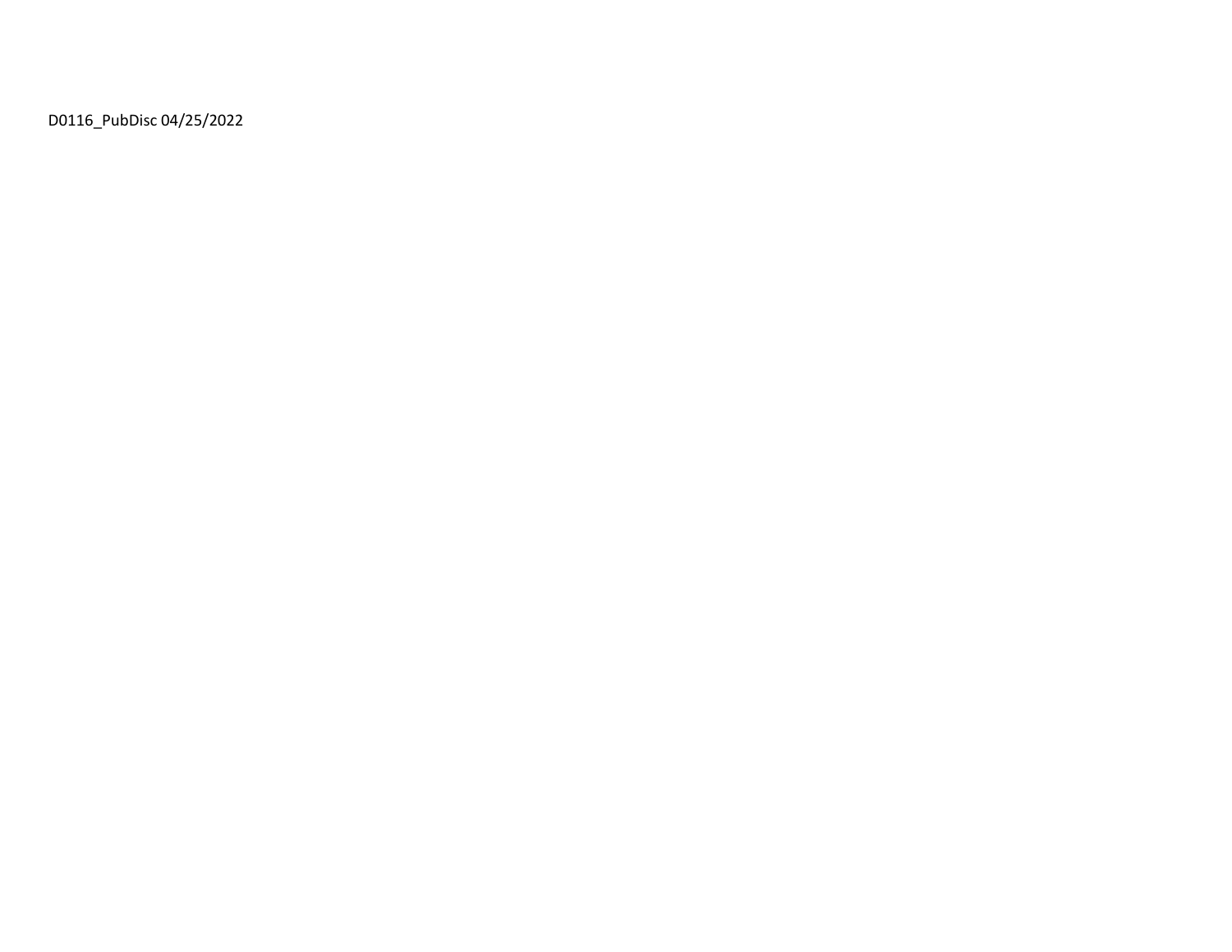D0116_PubDisc 04/25/2022